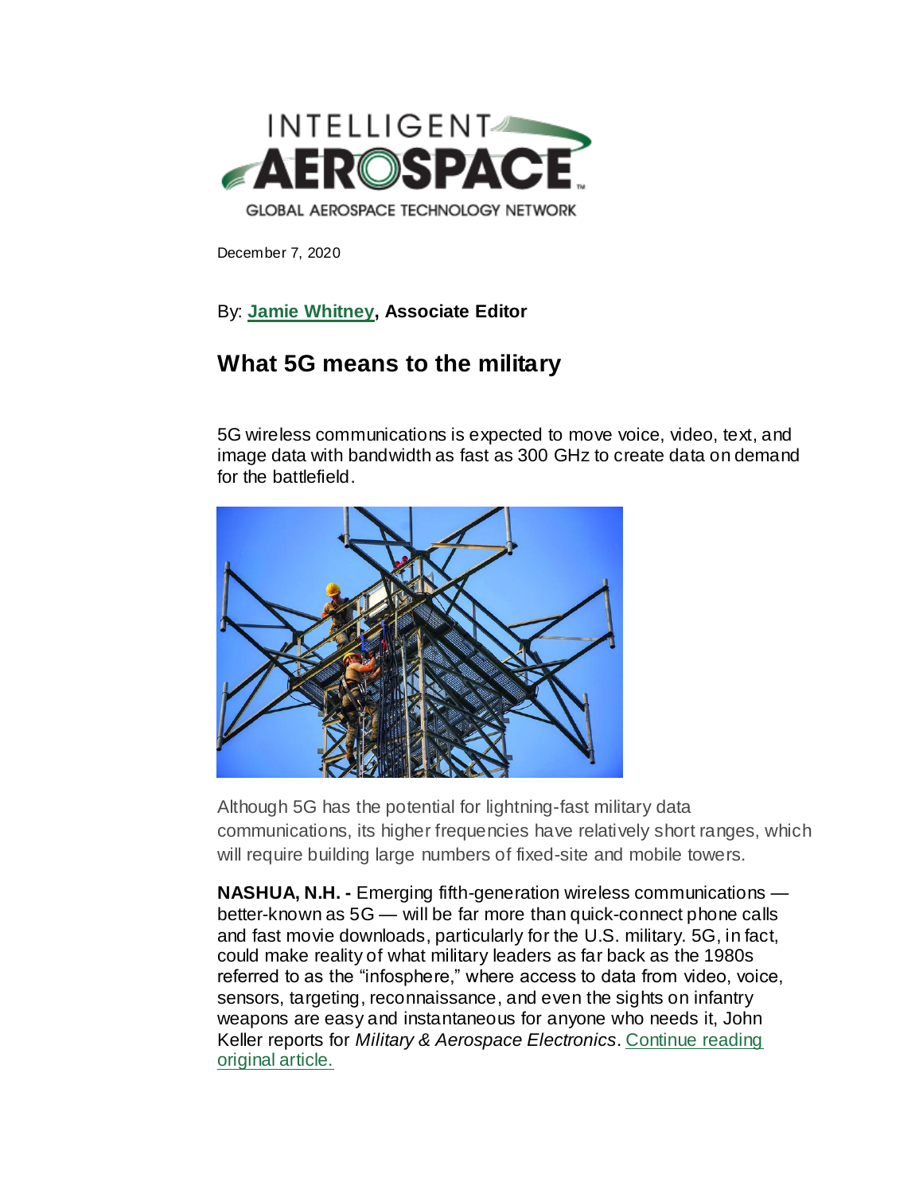INTELLIGENT AEROSPACE

GLOBAL AEROSPACE TECHNOLOGY NETWORK

December 7, 2020

By: **Jamie Whitney, Associate Editor**

## What 5G means to the military

5G wireless communications is expected to move voice, video, text, and image data with bandwidth as fast as 300 GHz to create data on demand for the battlefield.

Although 5G has the potential for lightning-fast military data communications, its higher frequencies have relatively short ranges, which will require building large numbers of fixed-site and mobile towers.

**NASHUA, N.H. -** Emerging fifth-generation wireless communications — better-known as 5G — will be far more than quick-connect phone calls and fast movie downloads, particularly for the U.S. military. 5G, in fact, could make reality of what military leaders as far back as the 1980s referred to as the "infosphere," where access to data from video, voice, sensors, targeting, reconnaissance, and even the sights on infantry weapons are easy and instantaneous for anyone who needs it, John Keller reports for *Military & Aerospace Electronics*. Continue reading original article.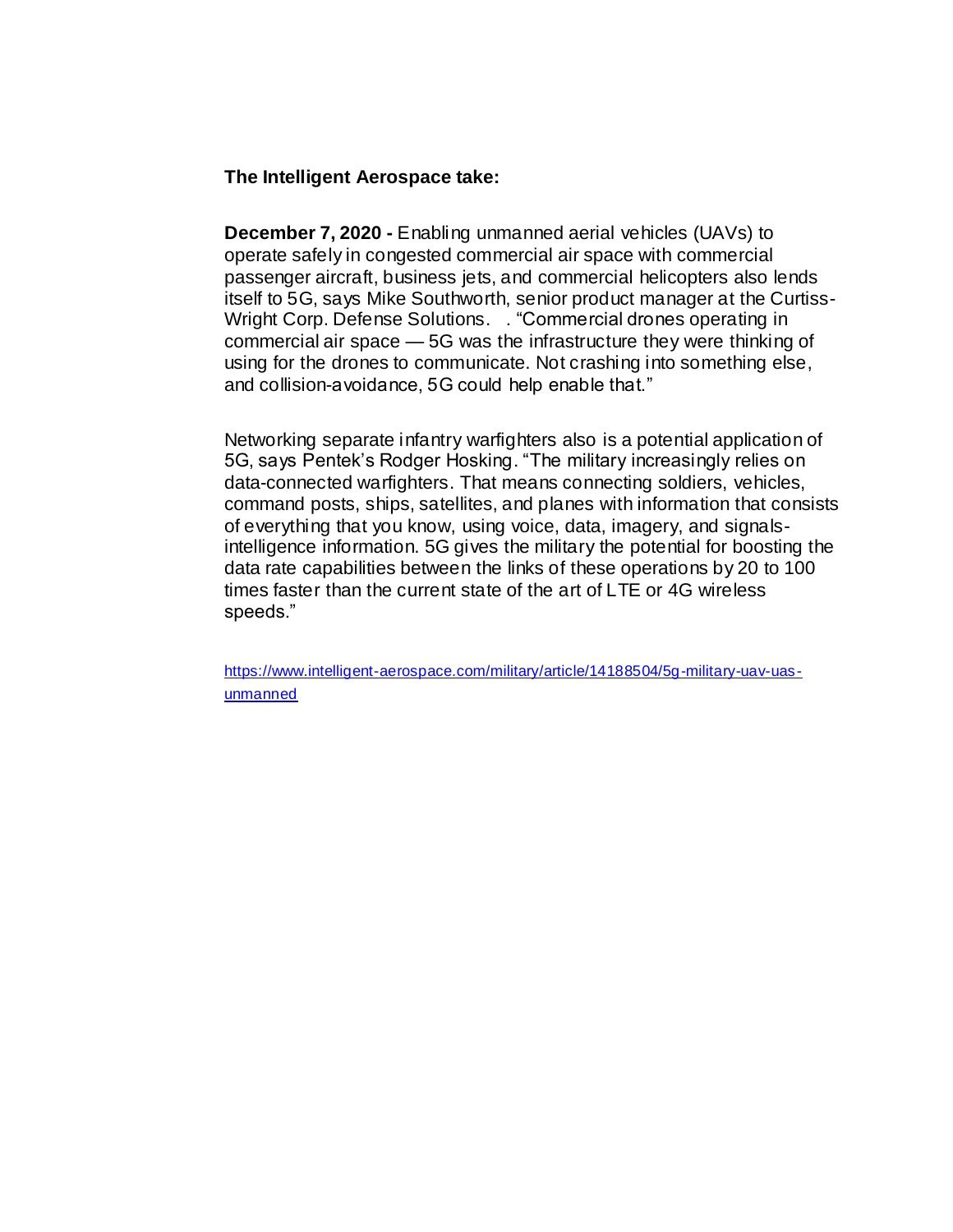**The Intelligent Aerospace take:**

**December 7, 2020 -** Enabling unmanned aerial vehicles (UAVs) to operate safely in congested commercial air space with commercial passenger aircraft, business jets, and commercial helicopters also lends itself to 5G, says Mike Southworth, senior product manager at the Curtiss-Wright Corp. Defense Solutions. . "Commercial drones operating in commercial air space — 5G was the infrastructure they were thinking of using for the drones to communicate. Not crashing into something else, and collision-avoidance, 5G could help enable that."

Networking separate infantry warfighters also is a potential application of 5G, says Pentek's Rodger Hosking. "The military increasingly relies on data-connected warfighters. That means connecting soldiers, vehicles, command posts, ships, satellites, and planes with information that consists of everything that you know, using voice, data, imagery, and signals-intelligence information. 5G gives the military the potential for boosting the data rate capabilities between the links of these operations by 20 to 100 times faster than the current state of the art of LTE or 4G wireless speeds."

https://www.intelligent-aerospace.com/military/article/14188504/5g-military-uav-uas-unmanned